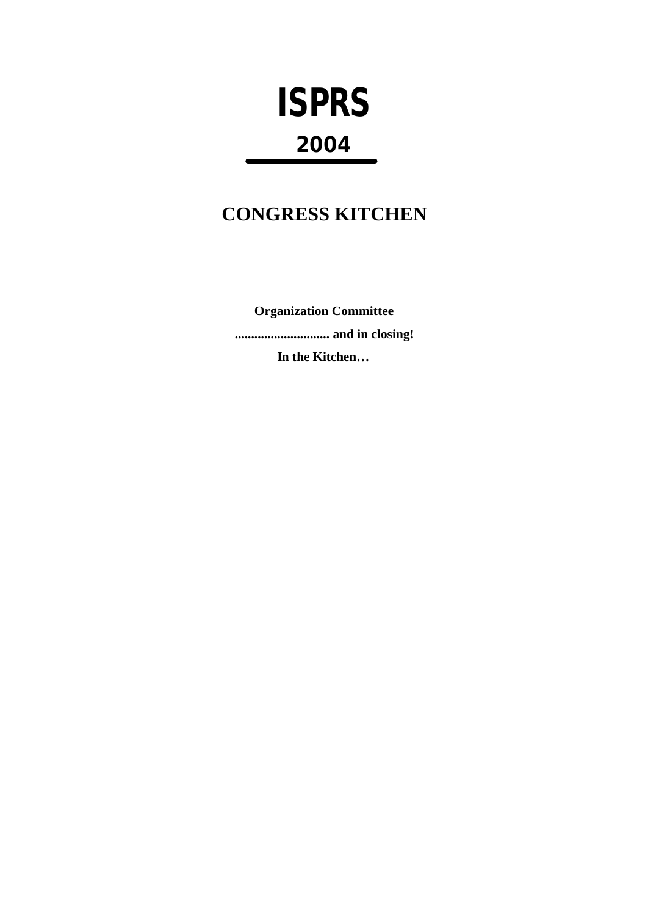# ISPRS

## 2004

## CONGRESS KITCHEN

**Organization Committee**

**............................. and in closing!**

**In the Kitchen…**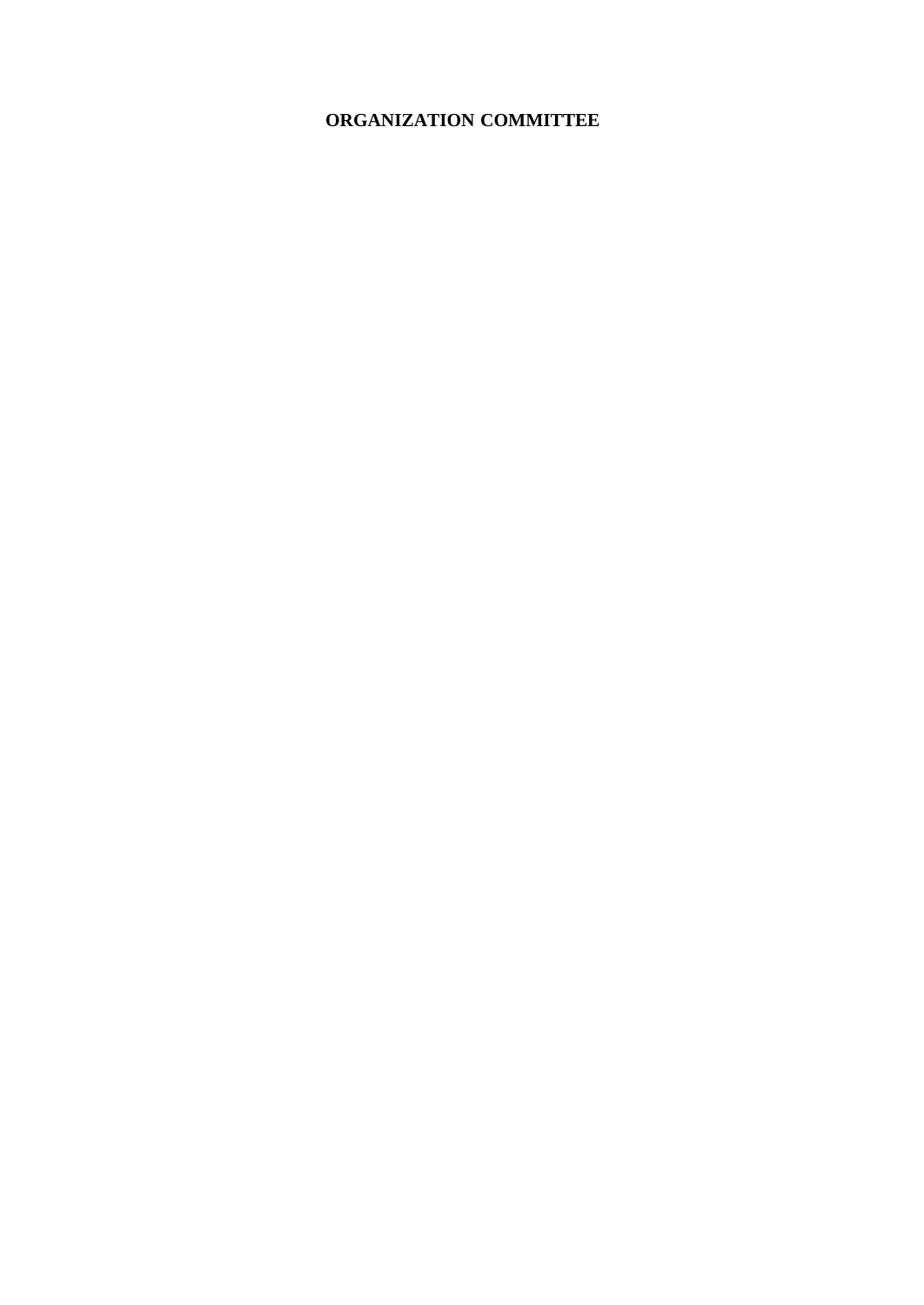# ORGANIZATION COMMITTEE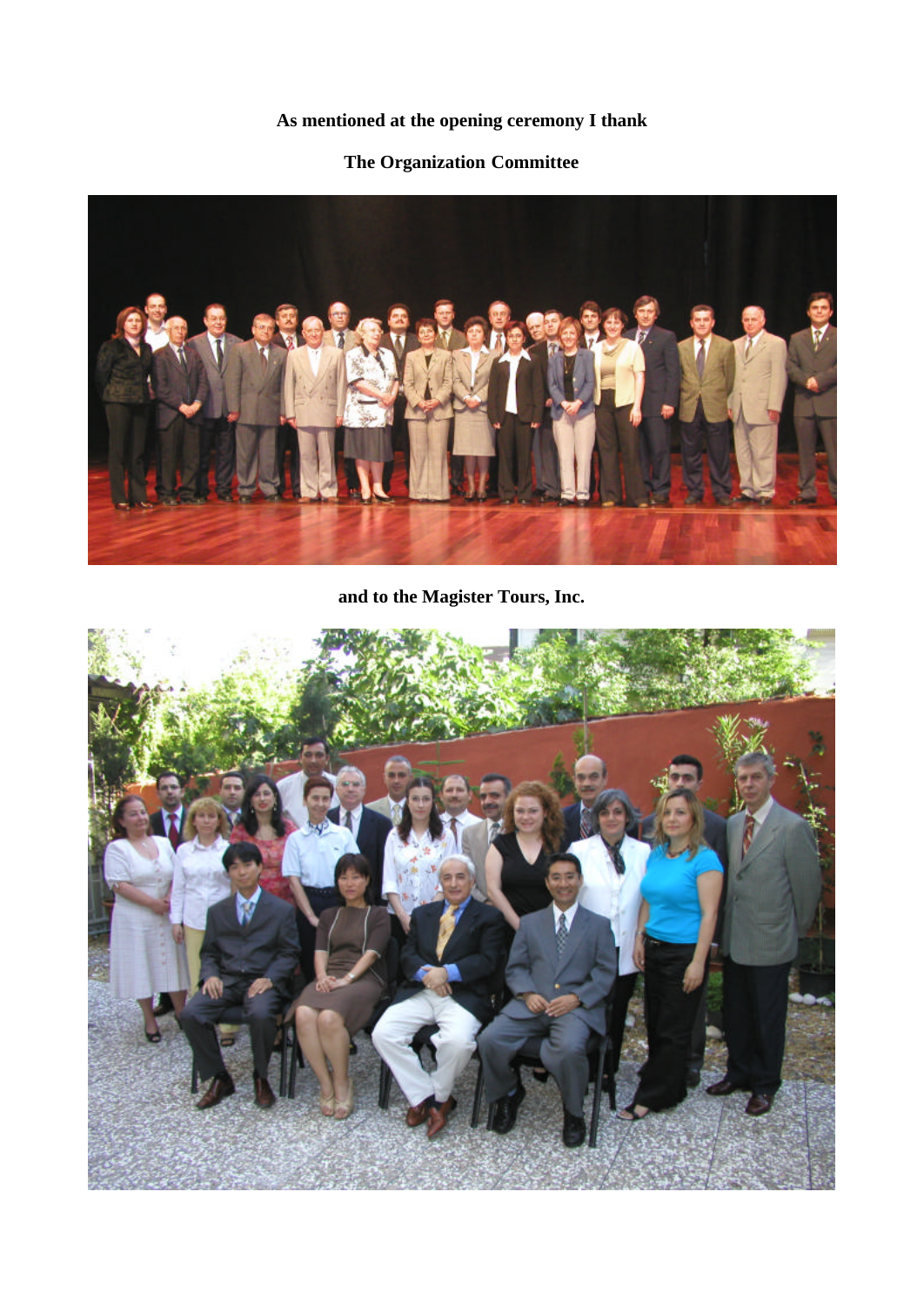**As mentioned at the opening ceremony I thank**

**The Organization Committee**

**and to the Magister Tours, Inc.**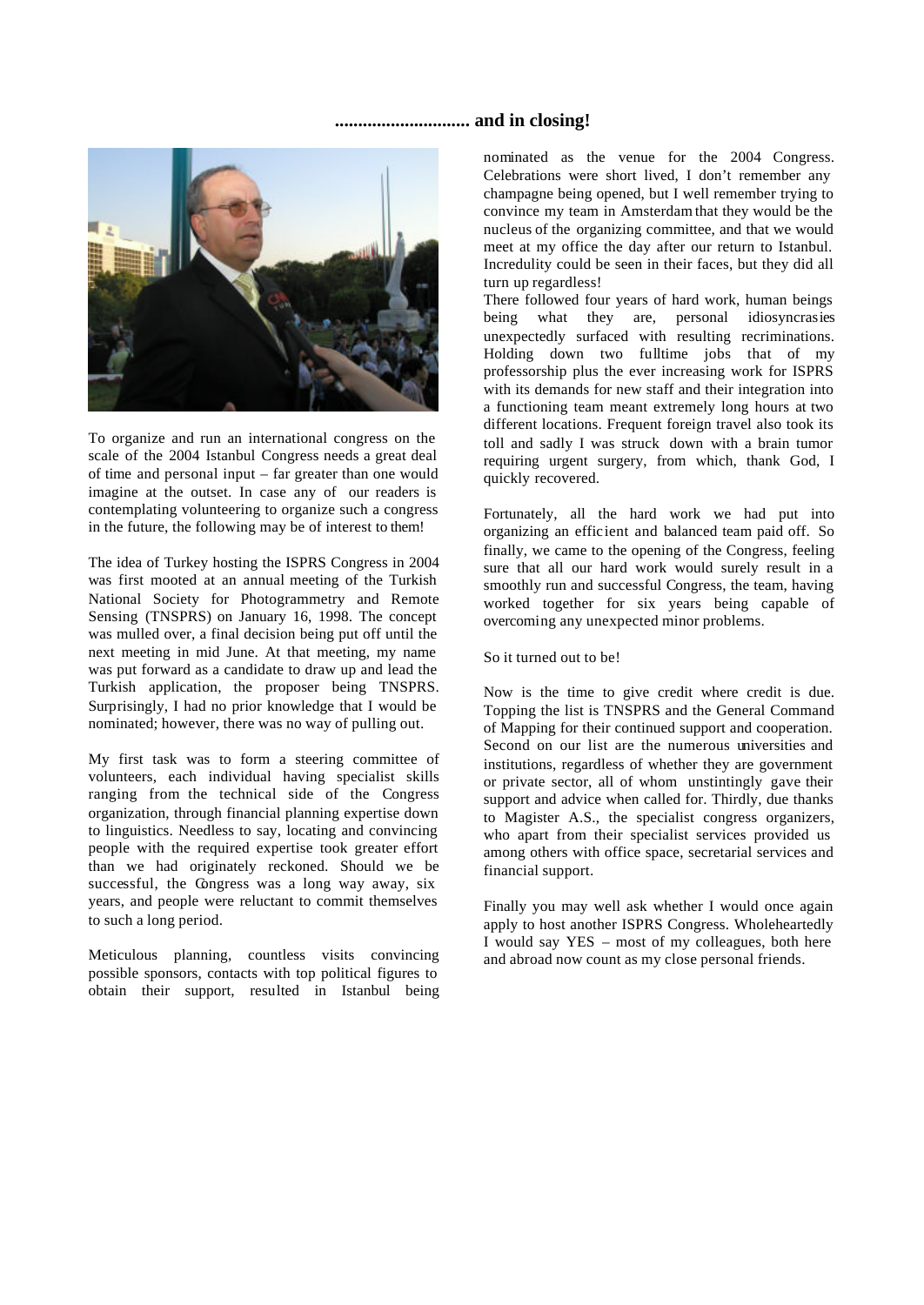## ............................ and in closing!

To organize and run an international congress on the scale of the 2004 Istanbul Congress needs a great deal of time and personal input – far greater than one would imagine at the outset. In case any of our readers is contemplating volunteering to organize such a congress in the future, the following may be of interest to them!

The idea of Turkey hosting the ISPRS Congress in 2004 was first mooted at an annual meeting of the Turkish National Society for Photogrammetry and Remote Sensing (TNSPRS) on January 16, 1998. The concept was mulled over, a final decision being put off until the next meeting in mid June. At that meeting, my name was put forward as a candidate to draw up and lead the Turkish application, the proposer being TNSPRS. Surprisingly, I had no prior knowledge that I would be nominated; however, there was no way of pulling out.

My first task was to form a steering committee of volunteers, each individual having specialist skills ranging from the technical side of the Congress organization, through financial planning expertise down to linguistics. Needless to say, locating and convincing people with the required expertise took greater effort than we had originately reckoned. Should we be successful, the Congress was a long way away, six years, and people were reluctant to commit themselves to such a long period.

Meticulous planning, countless visits convincing possible sponsors, contacts with top political figures to obtain their support, resulted in Istanbul being nominated as the venue for the 2004 Congress. Celebrations were short lived, I don't remember any champagne being opened, but I well remember trying to convince my team in Amsterdam that they would be the nucleus of the organizing committee, and that we would meet at my office the day after our return to Istanbul. Incredulity could be seen in their faces, but they did all turn up regardless!

There followed four years of hard work, human beings being what they are, personal idiosyncrasies unexpectedly surfaced with resulting recriminations. Holding down two fulltime jobs that of my professorship plus the ever increasing work for ISPRS with its demands for new staff and their integration into a functioning team meant extremely long hours at two different locations. Frequent foreign travel also took its toll and sadly I was struck down with a brain tumor requiring urgent surgery, from which, thank God, I quickly recovered.

Fortunately, all the hard work we had put into organizing an efficient and balanced team paid off. So finally, we came to the opening of the Congress, feeling sure that all our hard work would surely result in a smoothly run and successful Congress, the team, having worked together for six years being capable of overcoming any unexpected minor problems.

So it turned out to be!

Now is the time to give credit where credit is due. Topping the list is TNSPRS and the General Command of Mapping for their continued support and cooperation. Second on our list are the numerous universities and institutions, regardless of whether they are government or private sector, all of whom unstintingly gave their support and advice when called for. Thirdly, due thanks to Magister A.S., the specialist congress organizers, who apart from their specialist services provided us among others with office space, secretarial services and financial support.

Finally you may well ask whether I would once again apply to host another ISPRS Congress. Wholeheartedly I would say YES – most of my colleagues, both here and abroad now count as my close personal friends.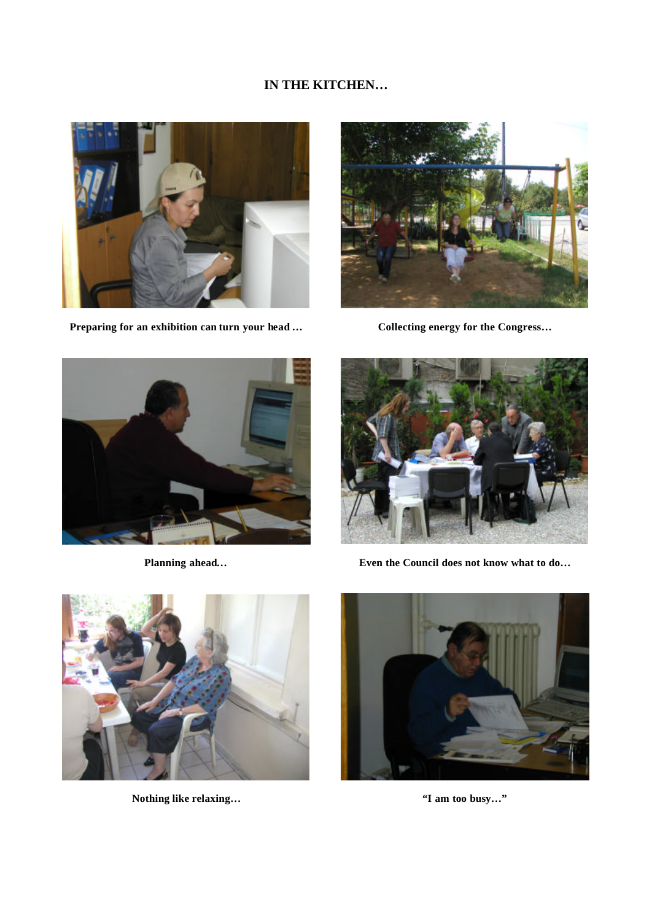## IN THE KITCHEN…

Preparing for an exhibition can turn your head …

Collecting energy for the Congress…

Planning ahead…

Even the Council does not know what to do…

Nothing like relaxing…

"I am too busy…"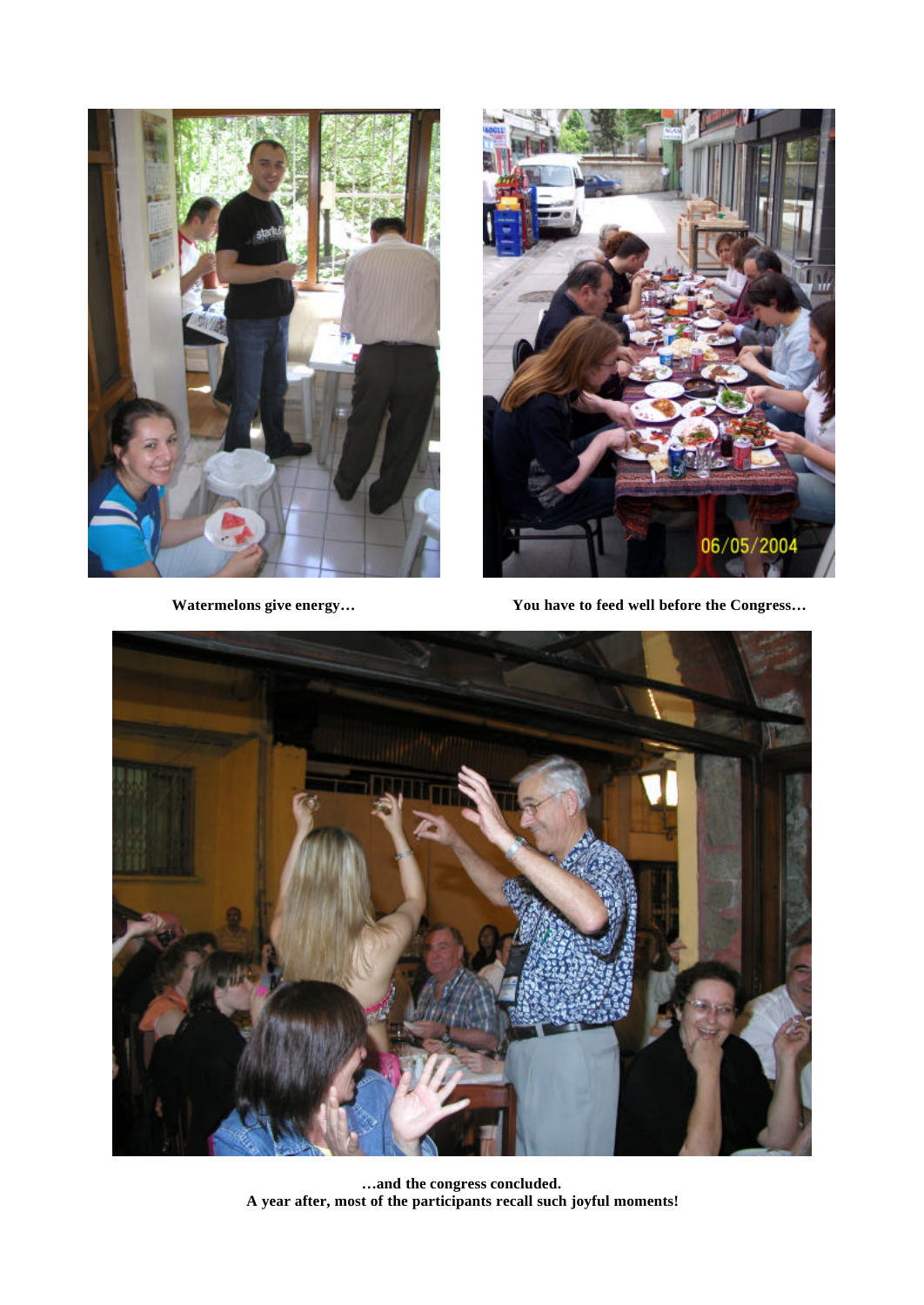Watermelons give energy…

You have to feed well before the Congress…

…and the congress concluded.
A year after, most of the participants recall such joyful moments!